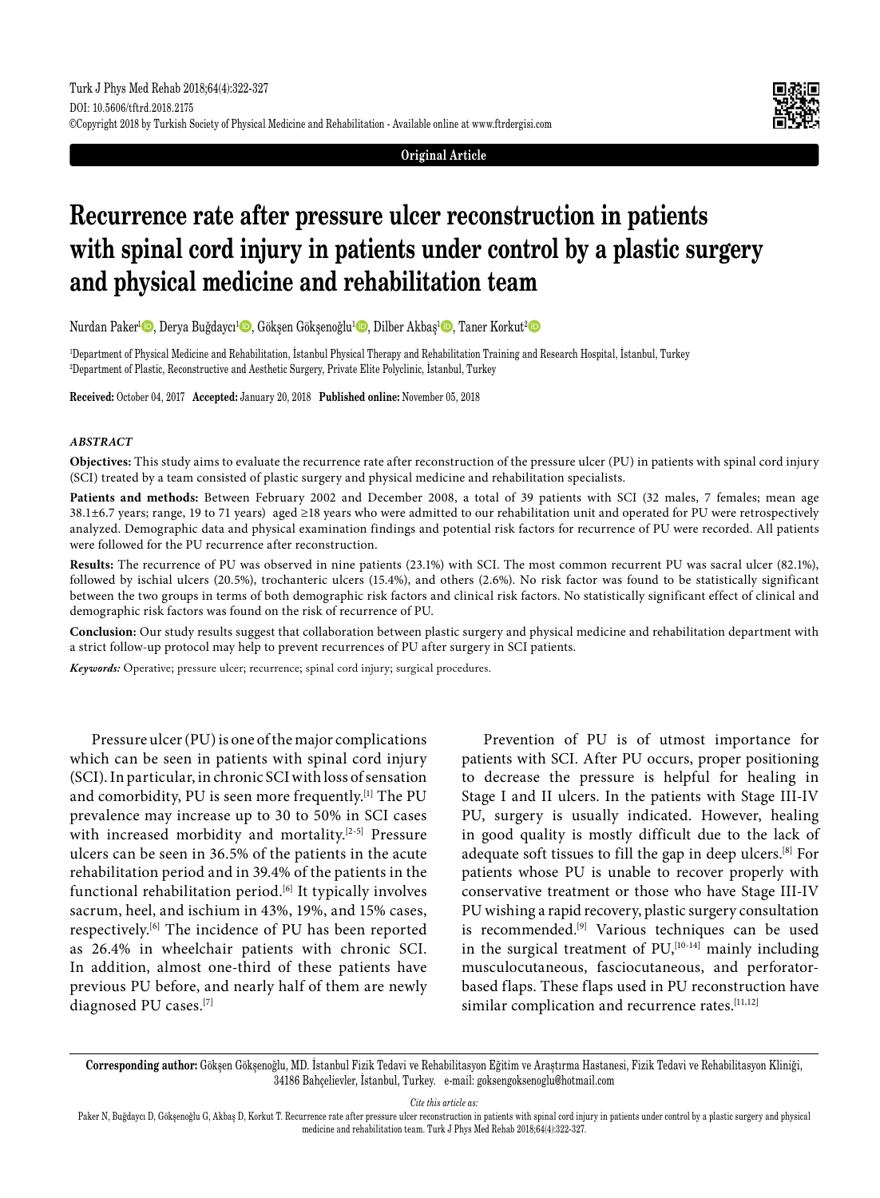Original Article

# Recurrence rate after pressure ulcer reconstruction in patients with spinal cord injury in patients under control by a plastic surgery and physical medicine and rehabilitation team

Nurdan Paker[1], Derya Buğdaycı[1], Gökşen Gökşenoğlu[1], Dilber Akbaş[1], Taner Korkut[2]

[1]Department of Physical Medicine and Rehabilitation, İstanbul Physical Therapy and Rehabilitation Training and Research Hospital, İstanbul, Turkey
[2]Department of Plastic, Reconstructive and Aesthetic Surgery, Private Elite Polyclinic, İstanbul, Turkey

**Received:** October 04, 2017 **Accepted:** January 20, 2018 **Published online:** November 05, 2018

### *ABSTRACT*

**Objectives:** This study aims to evaluate the recurrence rate after reconstruction of the pressure ulcer (PU) in patients with spinal cord injury (SCI) treated by a team consisted of plastic surgery and physical medicine and rehabilitation specialists.

**Patients and methods:** Between February 2002 and December 2008, a total of 39 patients with SCI (32 males, 7 females; mean age 38.1±6.7 years; range, 19 to 71 years) aged ≥18 years who were admitted to our rehabilitation unit and operated for PU were retrospectively analyzed. Demographic data and physical examination findings and potential risk factors for recurrence of PU were recorded. All patients were followed for the PU recurrence after reconstruction.

**Results:** The recurrence of PU was observed in nine patients (23.1%) with SCI. The most common recurrent PU was sacral ulcer (82.1%), followed by ischial ulcers (20.5%), trochanteric ulcers (15.4%), and others (2.6%). No risk factor was found to be statistically significant between the two groups in terms of both demographic risk factors and clinical risk factors. No statistically significant effect of clinical and demographic risk factors was found on the risk of recurrence of PU.

**Conclusion:** Our study results suggest that collaboration between plastic surgery and physical medicine and rehabilitation department with a strict follow-up protocol may help to prevent recurrences of PU after surgery in SCI patients.

***Keywords:*** Operative; pressure ulcer; recurrence; spinal cord injury; surgical procedures.

Pressure ulcer (PU) is one of the major complications which can be seen in patients with spinal cord injury (SCI). In particular, in chronic SCI with loss of sensation and comorbidity, PU is seen more frequently.[1] The PU prevalence may increase up to 30 to 50% in SCI cases with increased morbidity and mortality.[2-5] Pressure ulcers can be seen in 36.5% of the patients in the acute rehabilitation period and in 39.4% of the patients in the functional rehabilitation period.[6] It typically involves sacrum, heel, and ischium in 43%, 19%, and 15% cases, respectively.[6] The incidence of PU has been reported as 26.4% in wheelchair patients with chronic SCI. In addition, almost one-third of these patients have previous PU before, and nearly half of them are newly diagnosed PU cases.[7]

Prevention of PU is of utmost importance for patients with SCI. After PU occurs, proper positioning to decrease the pressure is helpful for healing in Stage I and II ulcers. In the patients with Stage III-IV PU, surgery is usually indicated. However, healing in good quality is mostly difficult due to the lack of adequate soft tissues to fill the gap in deep ulcers.[8] For patients whose PU is unable to recover properly with conservative treatment or those who have Stage III-IV PU wishing a rapid recovery, plastic surgery consultation is recommended.[9] Various techniques can be used in the surgical treatment of PU,[10-14] mainly including musculocutaneous, fasciocutaneous, and perforator-based flaps. These flaps used in PU reconstruction have similar complication and recurrence rates.[11,12]

**Corresponding author:** Gökşen Gökşenoğlu, MD. İstanbul Fizik Tedavi ve Rehabilitasyon Eğitim ve Araştırma Hastanesi, Fizik Tedavi ve Rehabilitasyon Kliniği, 34186 Bahçelievler, İstanbul, Turkey. e-mail: goksengoksenoglu@hotmail.com

*Cite this article as:*

Paker N, Buğdaycı D, Gökşenoğlu G, Akbaş D, Korkut T. Recurrence rate after pressure ulcer reconstruction in patients with spinal cord injury in patients under control by a plastic surgery and physical medicine and rehabilitation team. Turk J Phys Med Rehab 2018;64(4):322-327.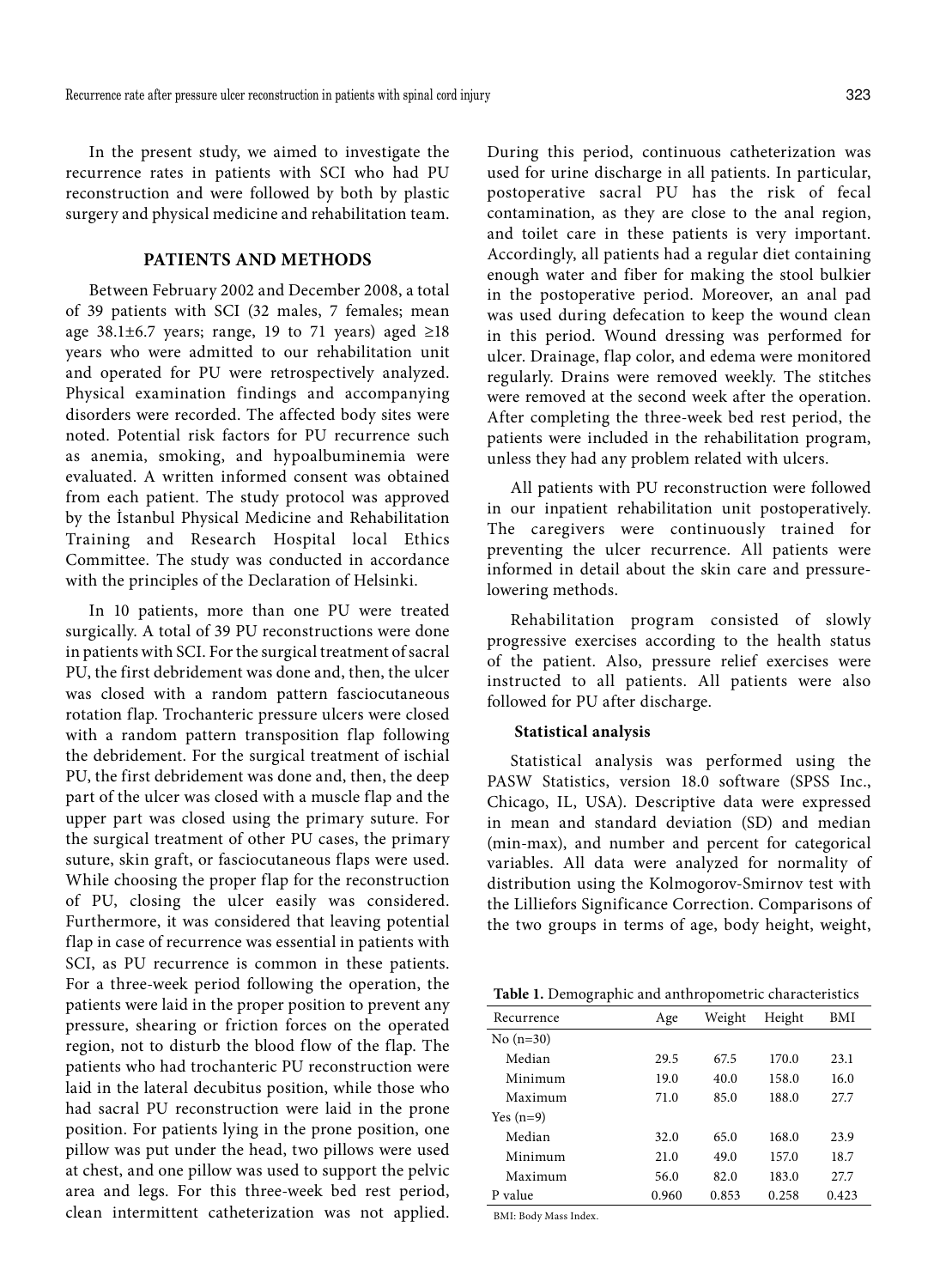In the present study, we aimed to investigate the recurrence rates in patients with SCI who had PU reconstruction and were followed by both by plastic surgery and physical medicine and rehabilitation team.

## PATIENTS AND METHODS

Between February 2002 and December 2008, a total of 39 patients with SCI (32 males, 7 females; mean age 38.1±6.7 years; range, 19 to 71 years) aged ≥18 years who were admitted to our rehabilitation unit and operated for PU were retrospectively analyzed. Physical examination findings and accompanying disorders were recorded. The affected body sites were noted. Potential risk factors for PU recurrence such as anemia, smoking, and hypoalbuminemia were evaluated. A written informed consent was obtained from each patient. The study protocol was approved by the İstanbul Physical Medicine and Rehabilitation Training and Research Hospital local Ethics Committee. The study was conducted in accordance with the principles of the Declaration of Helsinki.

In 10 patients, more than one PU were treated surgically. A total of 39 PU reconstructions were done in patients with SCI. For the surgical treatment of sacral PU, the first debridement was done and, then, the ulcer was closed with a random pattern fasciocutaneous rotation flap. Trochanteric pressure ulcers were closed with a random pattern transposition flap following the debridement. For the surgical treatment of ischial PU, the first debridement was done and, then, the deep part of the ulcer was closed with a muscle flap and the upper part was closed using the primary suture. For the surgical treatment of other PU cases, the primary suture, skin graft, or fasciocutaneous flaps were used. While choosing the proper flap for the reconstruction of PU, closing the ulcer easily was considered. Furthermore, it was considered that leaving potential flap in case of recurrence was essential in patients with SCI, as PU recurrence is common in these patients. For a three-week period following the operation, the patients were laid in the proper position to prevent any pressure, shearing or friction forces on the operated region, not to disturb the blood flow of the flap. The patients who had trochanteric PU reconstruction were laid in the lateral decubitus position, while those who had sacral PU reconstruction were laid in the prone position. For patients lying in the prone position, one pillow was put under the head, two pillows were used at chest, and one pillow was used to support the pelvic area and legs. For this three-week bed rest period, clean intermittent catheterization was not applied. During this period, continuous catheterization was used for urine discharge in all patients. In particular, postoperative sacral PU has the risk of fecal contamination, as they are close to the anal region, and toilet care in these patients is very important. Accordingly, all patients had a regular diet containing enough water and fiber for making the stool bulkier in the postoperative period. Moreover, an anal pad was used during defecation to keep the wound clean in this period. Wound dressing was performed for ulcer. Drainage, flap color, and edema were monitored regularly. Drains were removed weekly. The stitches were removed at the second week after the operation. After completing the three-week bed rest period, the patients were included in the rehabilitation program, unless they had any problem related with ulcers.

All patients with PU reconstruction were followed in our inpatient rehabilitation unit postoperatively. The caregivers were continuously trained for preventing the ulcer recurrence. All patients were informed in detail about the skin care and pressure-lowering methods.

Rehabilitation program consisted of slowly progressive exercises according to the health status of the patient. Also, pressure relief exercises were instructed to all patients. All patients were also followed for PU after discharge.

### Statistical analysis

Statistical analysis was performed using the PASW Statistics, version 18.0 software (SPSS Inc., Chicago, IL, USA). Descriptive data were expressed in mean and standard deviation (SD) and median (min-max), and number and percent for categorical variables. All data were analyzed for normality of distribution using the Kolmogorov-Smirnov test with the Lilliefors Significance Correction. Comparisons of the two groups in terms of age, body height, weight,

**Table 1.** Demographic and anthropometric characteristics

| Recurrence | Age | Weight | Height | BMI |
|---|---|---|---|---|
| No (n=30) | | | | |
| Median | 29.5 | 67.5 | 170.0 | 23.1 |
| Minimum | 19.0 | 40.0 | 158.0 | 16.0 |
| Maximum | 71.0 | 85.0 | 188.0 | 27.7 |
| Yes (n=9) | | | | |
| Median | 32.0 | 65.0 | 168.0 | 23.9 |
| Minimum | 21.0 | 49.0 | 157.0 | 18.7 |
| Maximum | 56.0 | 82.0 | 183.0 | 27.7 |
| P value | 0.960 | 0.853 | 0.258 | 0.423 |

BMI: Body Mass Index.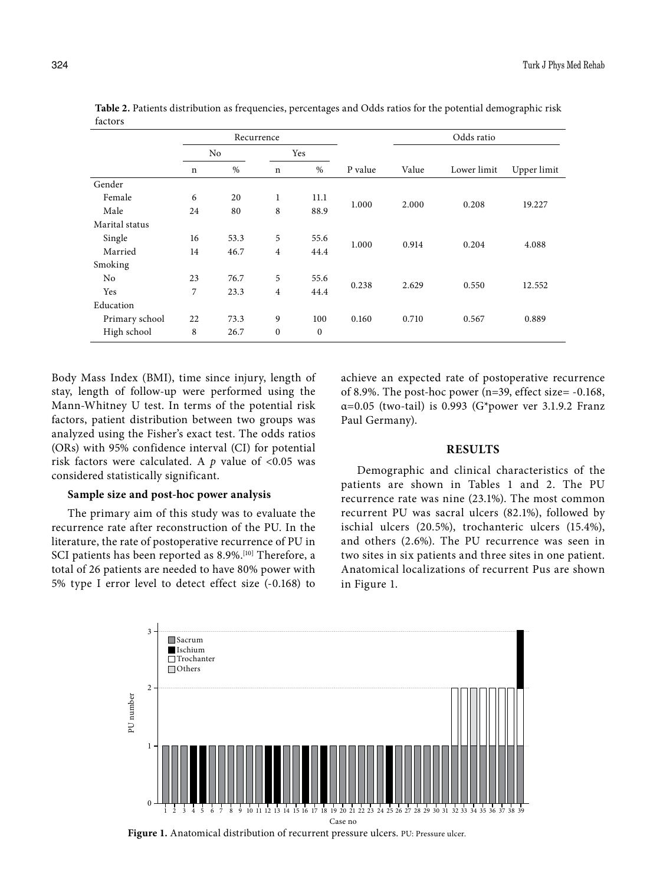**Table 2.** Patients distribution as frequencies, percentages and Odds ratios for the potential demographic risk factors

| | Recurrence | | | | | Odds ratio | | |
|---|---|---|---|---|---|---|---|---|
| | No | | Yes | | | | | |
| | n | % | n | % | P value | Value | Lower limit | Upper limit |
| Gender | | | | | | | | |
| Female | 6 | 20 | 1 | 11.1 | 1.000 | 2.000 | 0.208 | 19.227 |
| Male | 24 | 80 | 8 | 88.9 | | | | |
| Marital status | | | | | | | | |
| Single | 16 | 53.3 | 5 | 55.6 | 1.000 | 0.914 | 0.204 | 4.088 |
| Married | 14 | 46.7 | 4 | 44.4 | | | | |
| Smoking | | | | | | | | |
| No | 23 | 76.7 | 5 | 55.6 | 0.238 | 2.629 | 0.550 | 12.552 |
| Yes | 7 | 23.3 | 4 | 44.4 | | | | |
| Education | | | | | | | | |
| Primary school | 22 | 73.3 | 9 | 100 | 0.160 | 0.710 | 0.567 | 0.889 |
| High school | 8 | 26.7 | 0 | 0 | | | | |

Body Mass Index (BMI), time since injury, length of stay, length of follow-up were performed using the Mann-Whitney U test. In terms of the potential risk factors, patient distribution between two groups was analyzed using the Fisher's exact test. The odds ratios (ORs) with 95% confidence interval (CI) for potential risk factors were calculated. A $p$ value of <0.05 was considered statistically significant.

#### Sample size and post-hoc power analysis

The primary aim of this study was to evaluate the recurrence rate after reconstruction of the PU. In the literature, the rate of postoperative recurrence of PU in SCI patients has been reported as 8.9%.[10] Therefore, a total of 26 patients are needed to have 80% power with 5% type I error level to detect effect size (-0.168) to achieve an expected rate of postoperative recurrence of 8.9%. The post-hoc power (n=39, effect size= -0.168, $\alpha$=0.05 (two-tail) is 0.993 (G*power ver 3.1.9.2 Franz Paul Germany).

## RESULTS

Demographic and clinical characteristics of the patients are shown in Tables 1 and 2. The PU recurrence rate was nine (23.1%). The most common recurrent PU was sacral ulcers (82.1%), followed by ischial ulcers (20.5%), trochanteric ulcers (15.4%), and others (2.6%). The PU recurrence was seen in two sites in six patients and three sites in one patient. Anatomical localizations of recurrent Pus are shown in Figure 1.

**Figure 1.** Anatomical distribution of recurrent pressure ulcers. PU: Pressure ulcer.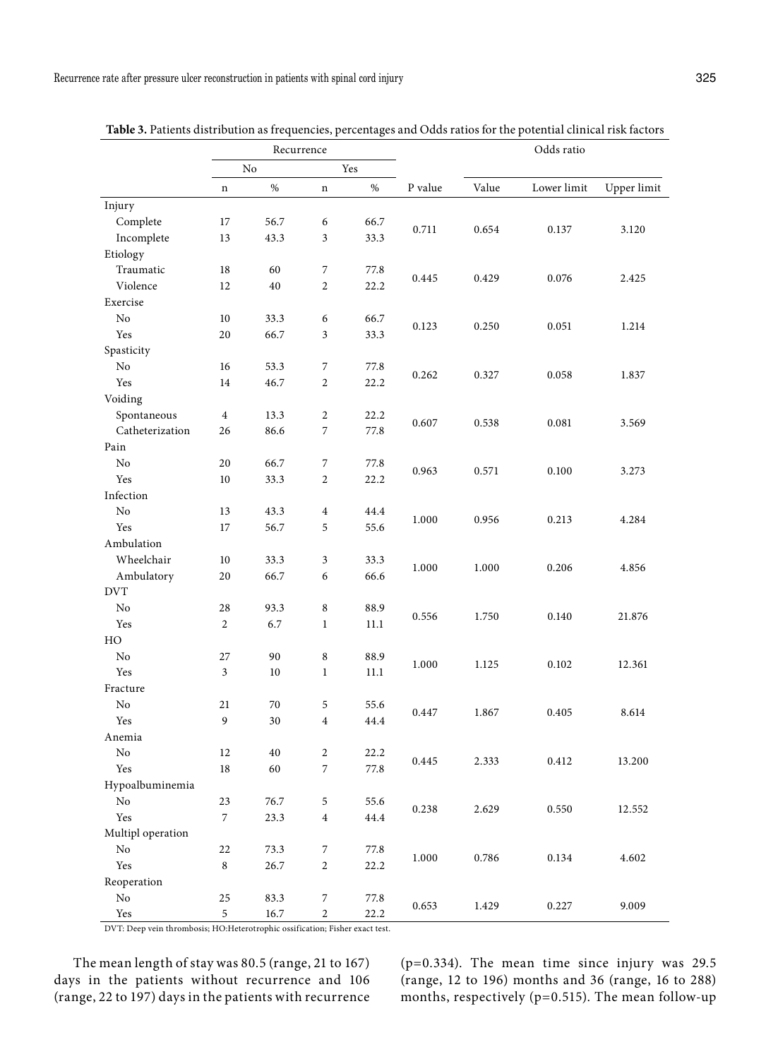**Table 3.** Patients distribution as frequencies, percentages and Odds ratios for the potential clinical risk factors

| | Recurrence | | | | | Odds ratio | | |
|---|---|---|---|---|---|---|---|---|
| | No | | Yes | | | | | |
| | n | % | n | % | P value | Value | Lower limit | Upper limit |
| Injury | | | | | | | | |
| Complete | 17 | 56.7 | 6 | 66.7 | 0.711 | 0.654 | 0.137 | 3.120 |
| Incomplete | 13 | 43.3 | 3 | 33.3 | | | | |
| Etiology | | | | | | | | |
| Traumatic | 18 | 60 | 7 | 77.8 | 0.445 | 0.429 | 0.076 | 2.425 |
| Violence | 12 | 40 | 2 | 22.2 | | | | |
| Exercise | | | | | | | | |
| No | 10 | 33.3 | 6 | 66.7 | 0.123 | 0.250 | 0.051 | 1.214 |
| Yes | 20 | 66.7 | 3 | 33.3 | | | | |
| Spasticity | | | | | | | | |
| No | 16 | 53.3 | 7 | 77.8 | 0.262 | 0.327 | 0.058 | 1.837 |
| Yes | 14 | 46.7 | 2 | 22.2 | | | | |
| Voiding | | | | | | | | |
| Spontaneous | 4 | 13.3 | 2 | 22.2 | 0.607 | 0.538 | 0.081 | 3.569 |
| Catheterization | 26 | 86.6 | 7 | 77.8 | | | | |
| Pain | | | | | | | | |
| No | 20 | 66.7 | 7 | 77.8 | 0.963 | 0.571 | 0.100 | 3.273 |
| Yes | 10 | 33.3 | 2 | 22.2 | | | | |
| Infection | | | | | | | | |
| No | 13 | 43.3 | 4 | 44.4 | 1.000 | 0.956 | 0.213 | 4.284 |
| Yes | 17 | 56.7 | 5 | 55.6 | | | | |
| Ambulation | | | | | | | | |
| Wheelchair | 10 | 33.3 | 3 | 33.3 | 1.000 | 1.000 | 0.206 | 4.856 |
| Ambulatory | 20 | 66.7 | 6 | 66.6 | | | | |
| DVT | | | | | | | | |
| No | 28 | 93.3 | 8 | 88.9 | 0.556 | 1.750 | 0.140 | 21.876 |
| Yes | 2 | 6.7 | 1 | 11.1 | | | | |
| HO | | | | | | | | |
| No | 27 | 90 | 8 | 88.9 | 1.000 | 1.125 | 0.102 | 12.361 |
| Yes | 3 | 10 | 1 | 11.1 | | | | |
| Fracture | | | | | | | | |
| No | 21 | 70 | 5 | 55.6 | 0.447 | 1.867 | 0.405 | 8.614 |
| Yes | 9 | 30 | 4 | 44.4 | | | | |
| Anemia | | | | | | | | |
| No | 12 | 40 | 2 | 22.2 | 0.445 | 2.333 | 0.412 | 13.200 |
| Yes | 18 | 60 | 7 | 77.8 | | | | |
| Hypoalbuminemia | | | | | | | | |
| No | 23 | 76.7 | 5 | 55.6 | 0.238 | 2.629 | 0.550 | 12.552 |
| Yes | 7 | 23.3 | 4 | 44.4 | | | | |
| Multipl operation | | | | | | | | |
| No | 22 | 73.3 | 7 | 77.8 | 1.000 | 0.786 | 0.134 | 4.602 |
| Yes | 8 | 26.7 | 2 | 22.2 | | | | |
| Reoperation | | | | | | | | |
| No | 25 | 83.3 | 7 | 77.8 | 0.653 | 1.429 | 0.227 | 9.009 |
| Yes | 5 | 16.7 | 2 | 22.2 | | | | |

DVT: Deep vein thrombosis; HO:Heterotrophic ossification; Fisher exact test.

The mean length of stay was 80.5 (range, 21 to 167) days in the patients without recurrence and 106 (range, 22 to 197) days in the patients with recurrence (p=0.334). The mean time since injury was 29.5 (range, 12 to 196) months and 36 (range, 16 to 288) months, respectively (p=0.515). The mean follow-up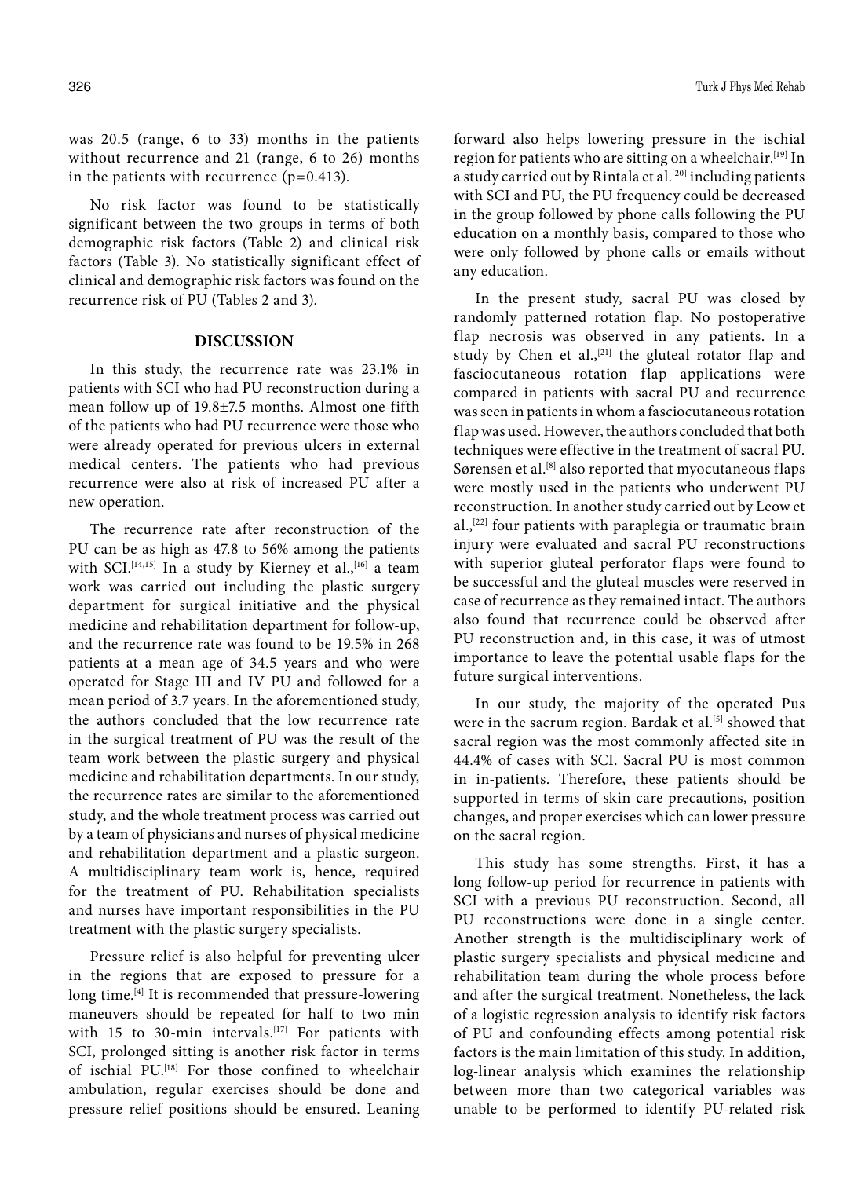was 20.5 (range, 6 to 33) months in the patients without recurrence and 21 (range, 6 to 26) months in the patients with recurrence (p=0.413).

No risk factor was found to be statistically significant between the two groups in terms of both demographic risk factors (Table 2) and clinical risk factors (Table 3). No statistically significant effect of clinical and demographic risk factors was found on the recurrence risk of PU (Tables 2 and 3).

## DISCUSSION

In this study, the recurrence rate was 23.1% in patients with SCI who had PU reconstruction during a mean follow-up of 19.8±7.5 months. Almost one-fifth of the patients who had PU recurrence were those who were already operated for previous ulcers in external medical centers. The patients who had previous recurrence were also at risk of increased PU after a new operation.

The recurrence rate after reconstruction of the PU can be as high as 47.8 to 56% among the patients with SCI.[14,15] In a study by Kierney et al.,[16] a team work was carried out including the plastic surgery department for surgical initiative and the physical medicine and rehabilitation department for follow-up, and the recurrence rate was found to be 19.5% in 268 patients at a mean age of 34.5 years and who were operated for Stage III and IV PU and followed for a mean period of 3.7 years. In the aforementioned study, the authors concluded that the low recurrence rate in the surgical treatment of PU was the result of the team work between the plastic surgery and physical medicine and rehabilitation departments. In our study, the recurrence rates are similar to the aforementioned study, and the whole treatment process was carried out by a team of physicians and nurses of physical medicine and rehabilitation department and a plastic surgeon. A multidisciplinary team work is, hence, required for the treatment of PU. Rehabilitation specialists and nurses have important responsibilities in the PU treatment with the plastic surgery specialists.

Pressure relief is also helpful for preventing ulcer in the regions that are exposed to pressure for a long time.[4] It is recommended that pressure-lowering maneuvers should be repeated for half to two min with 15 to 30-min intervals.[17] For patients with SCI, prolonged sitting is another risk factor in terms of ischial PU.[18] For those confined to wheelchair ambulation, regular exercises should be done and pressure relief positions should be ensured. Leaning forward also helps lowering pressure in the ischial region for patients who are sitting on a wheelchair.[19] In a study carried out by Rintala et al.[20] including patients with SCI and PU, the PU frequency could be decreased in the group followed by phone calls following the PU education on a monthly basis, compared to those who were only followed by phone calls or emails without any education.

In the present study, sacral PU was closed by randomly patterned rotation flap. No postoperative flap necrosis was observed in any patients. In a study by Chen et al.,[21] the gluteal rotator flap and fasciocutaneous rotation flap applications were compared in patients with sacral PU and recurrence was seen in patients in whom a fasciocutaneous rotation flap was used. However, the authors concluded that both techniques were effective in the treatment of sacral PU. Sørensen et al.[8] also reported that myocutaneous flaps were mostly used in the patients who underwent PU reconstruction. In another study carried out by Leow et al.,[22] four patients with paraplegia or traumatic brain injury were evaluated and sacral PU reconstructions with superior gluteal perforator flaps were found to be successful and the gluteal muscles were reserved in case of recurrence as they remained intact. The authors also found that recurrence could be observed after PU reconstruction and, in this case, it was of utmost importance to leave the potential usable flaps for the future surgical interventions.

In our study, the majority of the operated Pus were in the sacrum region. Bardak et al.[5] showed that sacral region was the most commonly affected site in 44.4% of cases with SCI. Sacral PU is most common in in-patients. Therefore, these patients should be supported in terms of skin care precautions, position changes, and proper exercises which can lower pressure on the sacral region.

This study has some strengths. First, it has a long follow-up period for recurrence in patients with SCI with a previous PU reconstruction. Second, all PU reconstructions were done in a single center. Another strength is the multidisciplinary work of plastic surgery specialists and physical medicine and rehabilitation team during the whole process before and after the surgical treatment. Nonetheless, the lack of a logistic regression analysis to identify risk factors of PU and confounding effects among potential risk factors is the main limitation of this study. In addition, log-linear analysis which examines the relationship between more than two categorical variables was unable to be performed to identify PU-related risk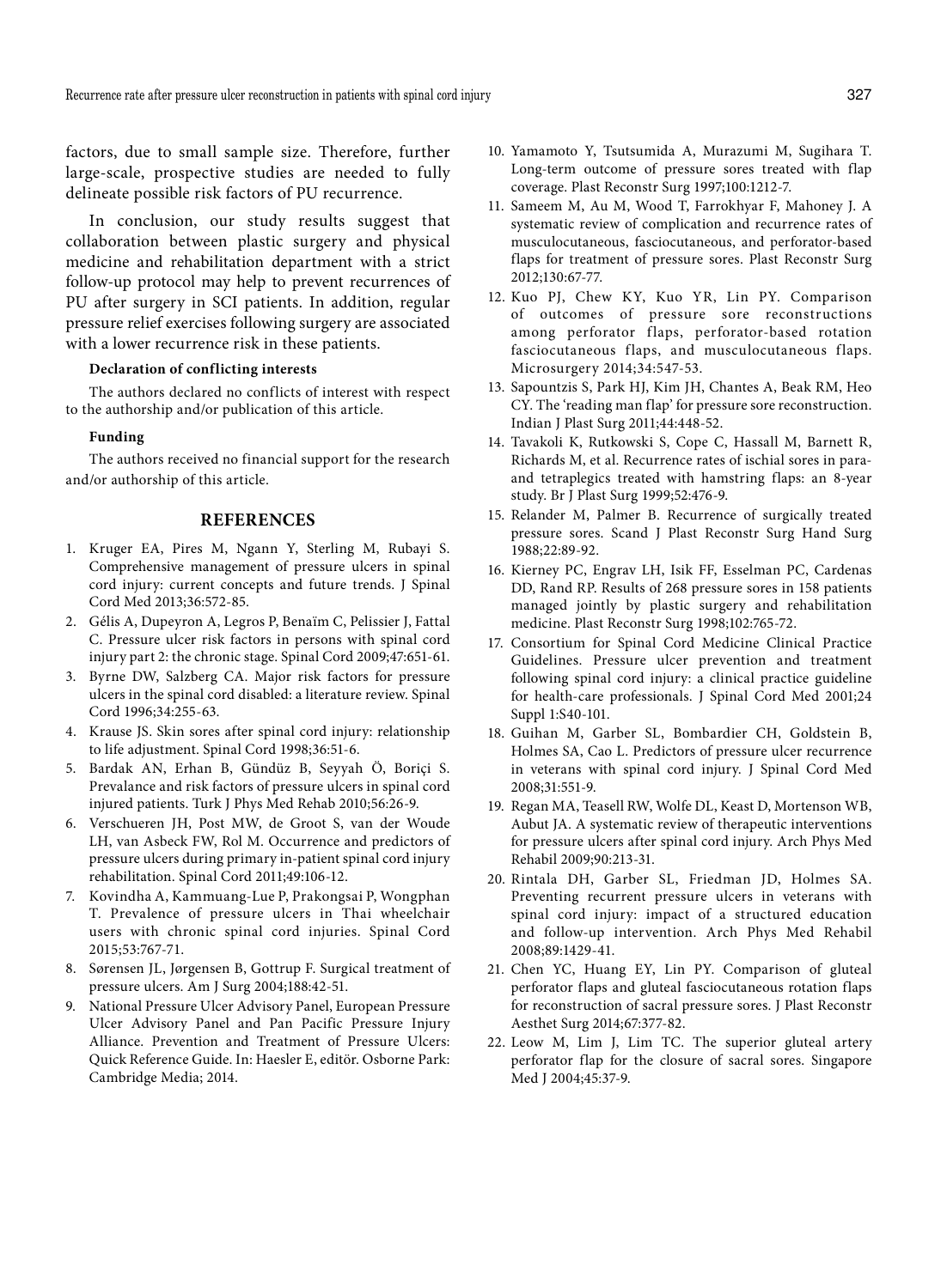factors, due to small sample size. Therefore, further large-scale, prospective studies are needed to fully delineate possible risk factors of PU recurrence.

In conclusion, our study results suggest that collaboration between plastic surgery and physical medicine and rehabilitation department with a strict follow-up protocol may help to prevent recurrences of PU after surgery in SCI patients. In addition, regular pressure relief exercises following surgery are associated with a lower recurrence risk in these patients.

**Declaration of conflicting interests**

The authors declared no conflicts of interest with respect to the authorship and/or publication of this article.

**Funding**

The authors received no financial support for the research and/or authorship of this article.

## REFERENCES

1. Kruger EA, Pires M, Ngann Y, Sterling M, Rubayi S. Comprehensive management of pressure ulcers in spinal cord injury: current concepts and future trends. J Spinal Cord Med 2013;36:572-85.
2. Gélis A, Dupeyron A, Legros P, Benaïm C, Pelissier J, Fattal C. Pressure ulcer risk factors in persons with spinal cord injury part 2: the chronic stage. Spinal Cord 2009;47:651-61.
3. Byrne DW, Salzberg CA. Major risk factors for pressure ulcers in the spinal cord disabled: a literature review. Spinal Cord 1996;34:255-63.
4. Krause JS. Skin sores after spinal cord injury: relationship to life adjustment. Spinal Cord 1998;36:51-6.
5. Bardak AN, Erhan B, Gündüz B, Seyyah Ö, Boriçi S. Prevalance and risk factors of pressure ulcers in spinal cord injured patients. Turk J Phys Med Rehab 2010;56:26-9.
6. Verschueren JH, Post MW, de Groot S, van der Woude LH, van Asbeck FW, Rol M. Occurrence and predictors of pressure ulcers during primary in-patient spinal cord injury rehabilitation. Spinal Cord 2011;49:106-12.
7. Kovindha A, Kammuang-Lue P, Prakongsai P, Wongphan T. Prevalence of pressure ulcers in Thai wheelchair users with chronic spinal cord injuries. Spinal Cord 2015;53:767-71.
8. Sørensen JL, Jørgensen B, Gottrup F. Surgical treatment of pressure ulcers. Am J Surg 2004;188:42-51.
9. National Pressure Ulcer Advisory Panel, European Pressure Ulcer Advisory Panel and Pan Pacific Pressure Injury Alliance. Prevention and Treatment of Pressure Ulcers: Quick Reference Guide. In: Haesler E, editör. Osborne Park: Cambridge Media; 2014.
10. Yamamoto Y, Tsutsumida A, Murazumi M, Sugihara T. Long-term outcome of pressure sores treated with flap coverage. Plast Reconstr Surg 1997;100:1212-7.
11. Sameem M, Au M, Wood T, Farrokhyar F, Mahoney J. A systematic review of complication and recurrence rates of musculocutaneous, fasciocutaneous, and perforator-based flaps for treatment of pressure sores. Plast Reconstr Surg 2012;130:67-77.
12. Kuo PJ, Chew KY, Kuo YR, Lin PY. Comparison of outcomes of pressure sore reconstructions among perforator flaps, perforator-based rotation fasciocutaneous flaps, and musculocutaneous flaps. Microsurgery 2014;34:547-53.
13. Sapountzis S, Park HJ, Kim JH, Chantes A, Beak RM, Heo CY. The 'reading man flap' for pressure sore reconstruction. Indian J Plast Surg 2011;44:448-52.
14. Tavakoli K, Rutkowski S, Cope C, Hassall M, Barnett R, Richards M, et al. Recurrence rates of ischial sores in para- and tetraplegics treated with hamstring flaps: an 8-year study. Br J Plast Surg 1999;52:476-9.
15. Relander M, Palmer B. Recurrence of surgically treated pressure sores. Scand J Plast Reconstr Surg Hand Surg 1988;22:89-92.
16. Kierney PC, Engrav LH, Isik FF, Esselman PC, Cardenas DD, Rand RP. Results of 268 pressure sores in 158 patients managed jointly by plastic surgery and rehabilitation medicine. Plast Reconstr Surg 1998;102:765-72.
17. Consortium for Spinal Cord Medicine Clinical Practice Guidelines. Pressure ulcer prevention and treatment following spinal cord injury: a clinical practice guideline for health-care professionals. J Spinal Cord Med 2001;24 Suppl 1:S40-101.
18. Guihan M, Garber SL, Bombardier CH, Goldstein B, Holmes SA, Cao L. Predictors of pressure ulcer recurrence in veterans with spinal cord injury. J Spinal Cord Med 2008;31:551-9.
19. Regan MA, Teasell RW, Wolfe DL, Keast D, Mortenson WB, Aubut JA. A systematic review of therapeutic interventions for pressure ulcers after spinal cord injury. Arch Phys Med Rehabil 2009;90:213-31.
20. Rintala DH, Garber SL, Friedman JD, Holmes SA. Preventing recurrent pressure ulcers in veterans with spinal cord injury: impact of a structured education and follow-up intervention. Arch Phys Med Rehabil 2008;89:1429-41.
21. Chen YC, Huang EY, Lin PY. Comparison of gluteal perforator flaps and gluteal fasciocutaneous rotation flaps for reconstruction of sacral pressure sores. J Plast Reconstr Aesthet Surg 2014;67:377-82.
22. Leow M, Lim J, Lim TC. The superior gluteal artery perforator flap for the closure of sacral sores. Singapore Med J 2004;45:37-9.